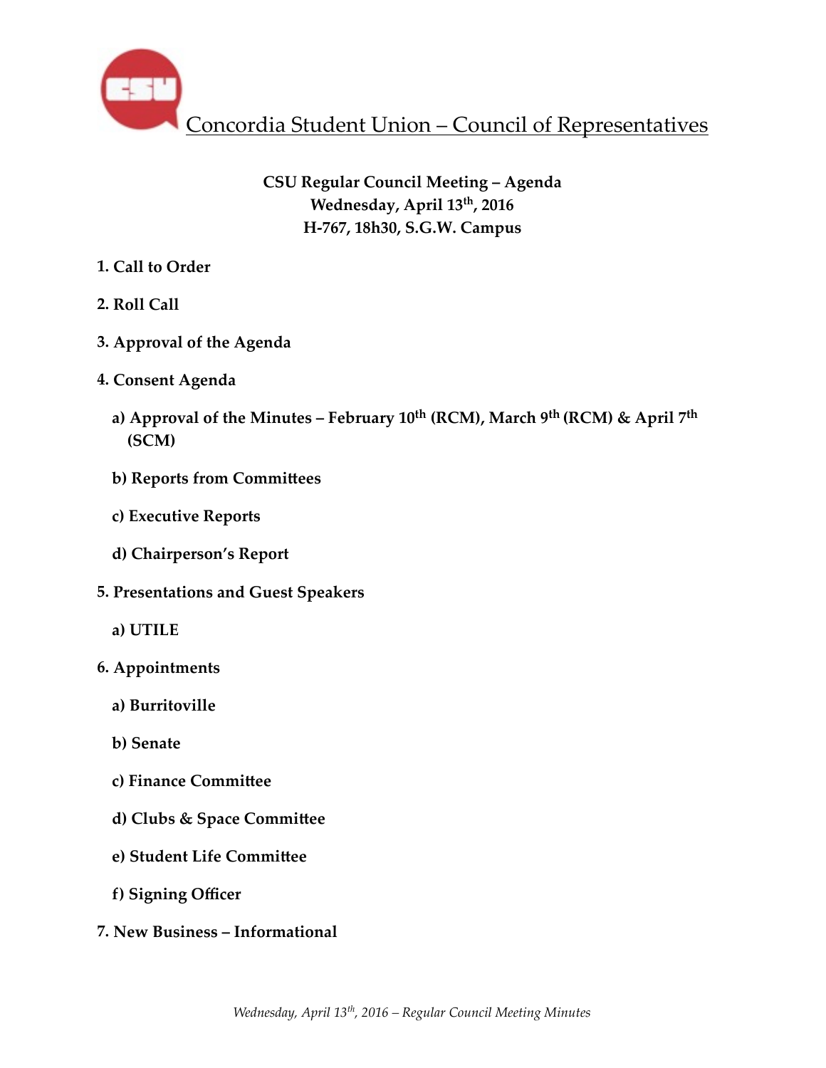# Concordia Student Union – Council of Representatives

**CSU Regular Council Meeting – Agenda**
**Wednesday, April 13th, 2016**
**H-767, 18h30, S.G.W. Campus**

**1. Call to Order**

**2. Roll Call**

**3. Approval of the Agenda**

**4. Consent Agenda**

**a) Approval of the Minutes – February 10th (RCM), March 9th (RCM) & April 7th (SCM)**

**b) Reports from Committees**

**c) Executive Reports**

**d) Chairperson's Report**

**5. Presentations and Guest Speakers**

**a) UTILE**

**6. Appointments**

**a) Burritoville**

**b) Senate**

**c) Finance Committee**

**d) Clubs & Space Committee**

**e) Student Life Committee**

**f) Signing Officer**

**7. New Business – Informational**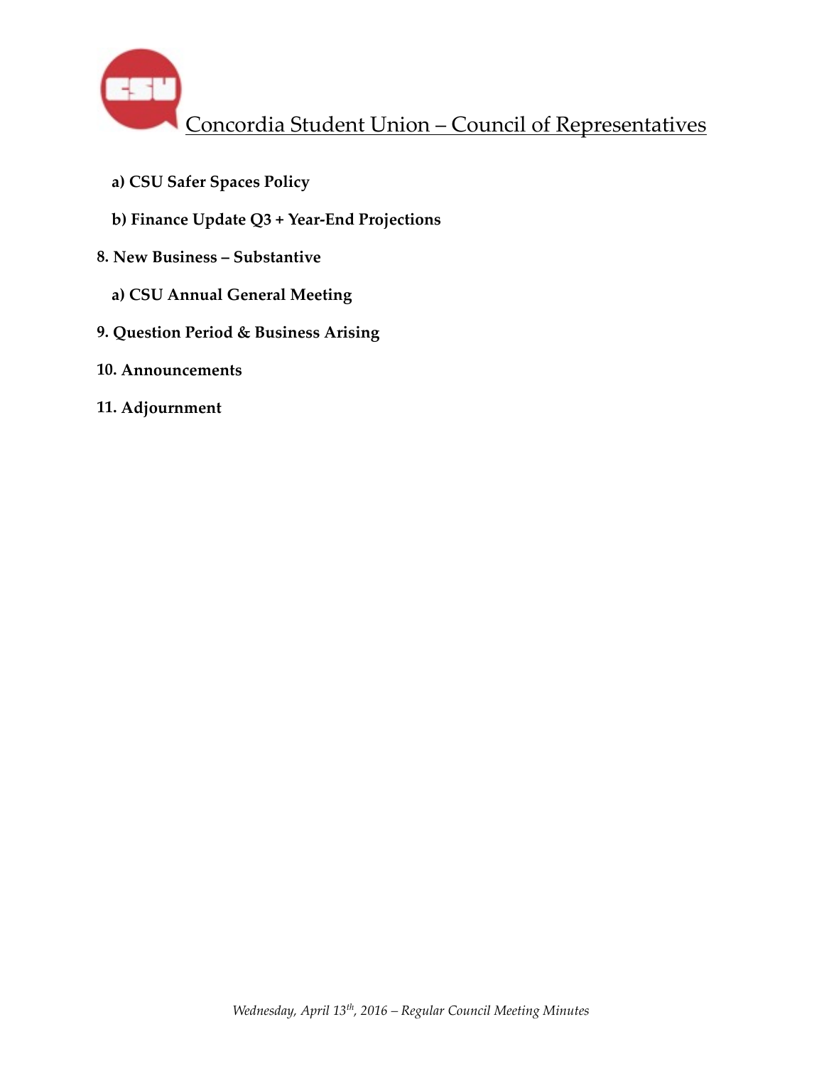**a) CSU Safer Spaces Policy**

**b) Finance Update Q3 + Year-End Projections**

**8. New Business – Substantive**

**a) CSU Annual General Meeting**

**9. Question Period & Business Arising**

**10. Announcements**

**11. Adjournment**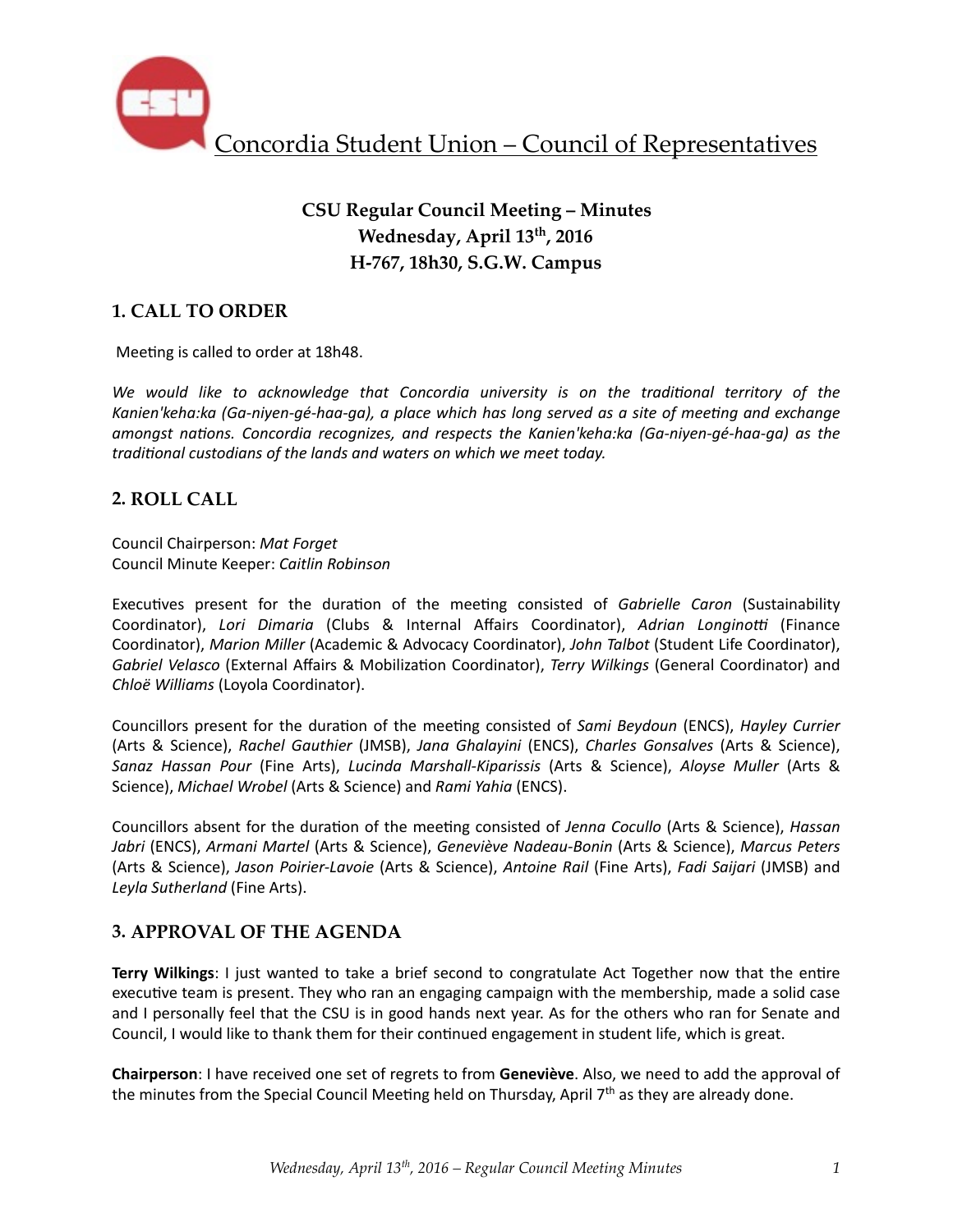Concordia Student Union – Council of Representatives

**CSU Regular Council Meeting – Minutes**
**Wednesday, April 13th, 2016**
**H-767, 18h30, S.G.W. Campus**

## 1. CALL TO ORDER

Meeting is called to order at 18h48.

*We would like to acknowledge that Concordia university is on the traditional territory of the Kanien'keha:ka (Ga-niyen-gé-haa-ga), a place which has long served as a site of meeting and exchange amongst nations. Concordia recognizes, and respects the Kanien'keha:ka (Ga-niyen-gé-haa-ga) as the traditional custodians of the lands and waters on which we meet today.*

## 2. ROLL CALL

Council Chairperson: *Mat Forget*
Council Minute Keeper: *Caitlin Robinson*

Executives present for the duration of the meeting consisted of *Gabrielle Caron* (Sustainability Coordinator), *Lori Dimaria* (Clubs & Internal Affairs Coordinator), *Adrian Longinotti* (Finance Coordinator), *Marion Miller* (Academic & Advocacy Coordinator), *John Talbot* (Student Life Coordinator), *Gabriel Velasco* (External Affairs & Mobilization Coordinator), *Terry Wilkings* (General Coordinator) and *Chloë Williams* (Loyola Coordinator).

Councillors present for the duration of the meeting consisted of *Sami Beydoun* (ENCS), *Hayley Currier* (Arts & Science), *Rachel Gauthier* (JMSB), *Jana Ghalayini* (ENCS), *Charles Gonsalves* (Arts & Science), *Sanaz Hassan Pour* (Fine Arts), *Lucinda Marshall-Kiparissis* (Arts & Science), *Aloyse Muller* (Arts & Science), *Michael Wrobel* (Arts & Science) and *Rami Yahia* (ENCS).

Councillors absent for the duration of the meeting consisted of *Jenna Cocullo* (Arts & Science), *Hassan Jabri* (ENCS), *Armani Martel* (Arts & Science), *Geneviève Nadeau-Bonin* (Arts & Science), *Marcus Peters* (Arts & Science), *Jason Poirier-Lavoie* (Arts & Science), *Antoine Rail* (Fine Arts), *Fadi Saijari* (JMSB) and *Leyla Sutherland* (Fine Arts).

## 3. APPROVAL OF THE AGENDA

**Terry Wilkings**: I just wanted to take a brief second to congratulate Act Together now that the entire executive team is present. They who ran an engaging campaign with the membership, made a solid case and I personally feel that the CSU is in good hands next year. As for the others who ran for Senate and Council, I would like to thank them for their continued engagement in student life, which is great.

**Chairperson**: I have received one set of regrets to from **Geneviève**. Also, we need to add the approval of the minutes from the Special Council Meeting held on Thursday, April 7th as they are already done.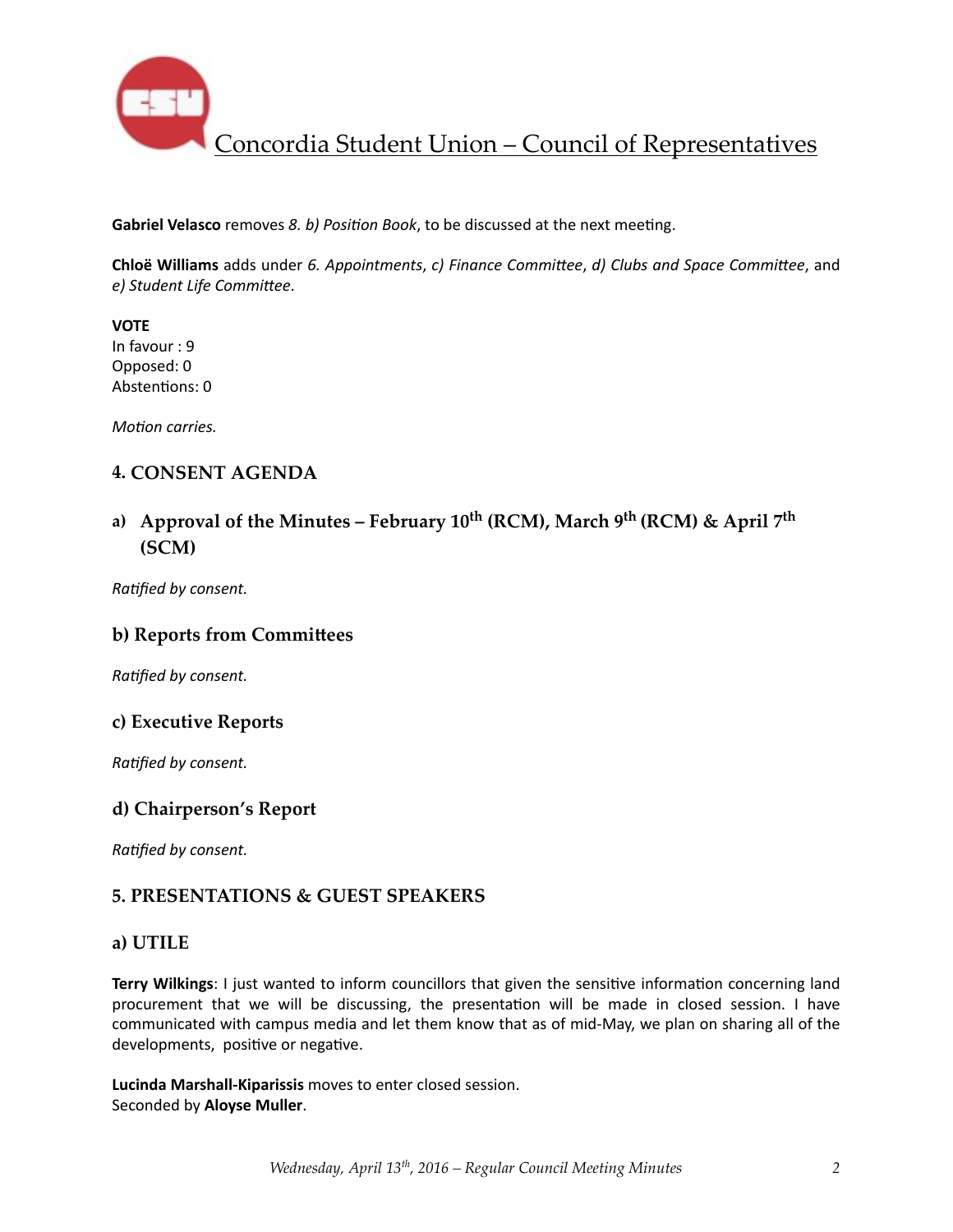**Gabriel Velasco** removes *8. b) Position Book*, to be discussed at the next meeting.

**Chloë Williams** adds under *6. Appointments*, *c) Finance Committee*, *d) Clubs and Space Committee*, and *e) Student Life Committee*.

**VOTE**
In favour : 9
Opposed: 0
Abstentions: 0

*Motion carries.*

## 4. CONSENT AGENDA

### a) Approval of the Minutes – February 10th (RCM), March 9th (RCM) & April 7th (SCM)

*Ratified by consent.*

### b) Reports from Committees

*Ratified by consent.*

### c) Executive Reports

*Ratified by consent.*

### d) Chairperson's Report

*Ratified by consent.*

## 5. PRESENTATIONS & GUEST SPEAKERS

### a) UTILE

**Terry Wilkings**: I just wanted to inform councillors that given the sensitive information concerning land procurement that we will be discussing, the presentation will be made in closed session. I have communicated with campus media and let them know that as of mid-May, we plan on sharing all of the developments, positive or negative.

**Lucinda Marshall-Kiparissis** moves to enter closed session.
Seconded by **Aloyse Muller**.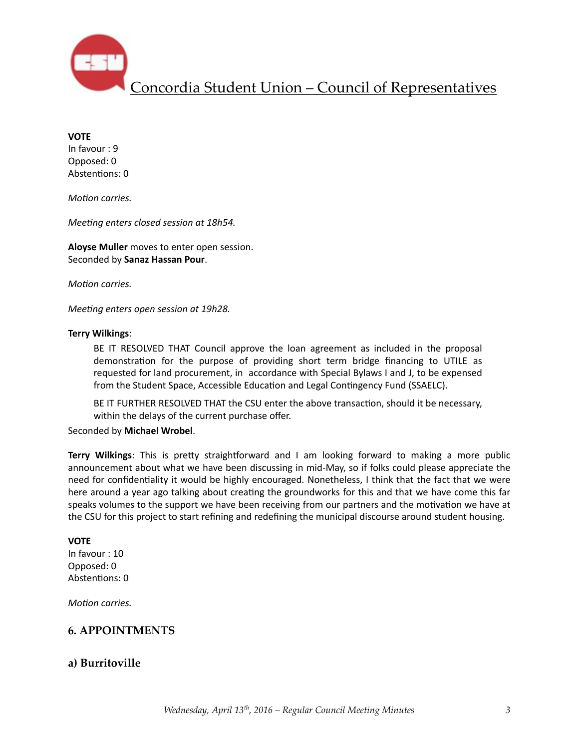**VOTE**
In favour : 9
Opposed: 0
Abstentions: 0

*Motion carries.*

*Meeting enters closed session at 18h54.*

**Aloyse Muller** moves to enter open session.
Seconded by **Sanaz Hassan Pour**.

*Motion carries.*

*Meeting enters open session at 19h28.*

**Terry Wilkings**:

> BE IT RESOLVED THAT Council approve the loan agreement as included in the proposal demonstration for the purpose of providing short term bridge financing to UTILE as requested for land procurement, in accordance with Special Bylaws I and J, to be expensed from the Student Space, Accessible Education and Legal Contingency Fund (SSAELC).
>
> BE IT FURTHER RESOLVED THAT the CSU enter the above transaction, should it be necessary, within the delays of the current purchase offer.

Seconded by **Michael Wrobel**.

**Terry Wilkings**: This is pretty straightforward and I am looking forward to making a more public announcement about what we have been discussing in mid-May, so if folks could please appreciate the need for confidentiality it would be highly encouraged. Nonetheless, I think that the fact that we were here around a year ago talking about creating the groundworks for this and that we have come this far speaks volumes to the support we have been receiving from our partners and the motivation we have at the CSU for this project to start refining and redefining the municipal discourse around student housing.

**VOTE**
In favour : 10
Opposed: 0
Abstentions: 0

*Motion carries.*

## 6. APPOINTMENTS

### a) Burritoville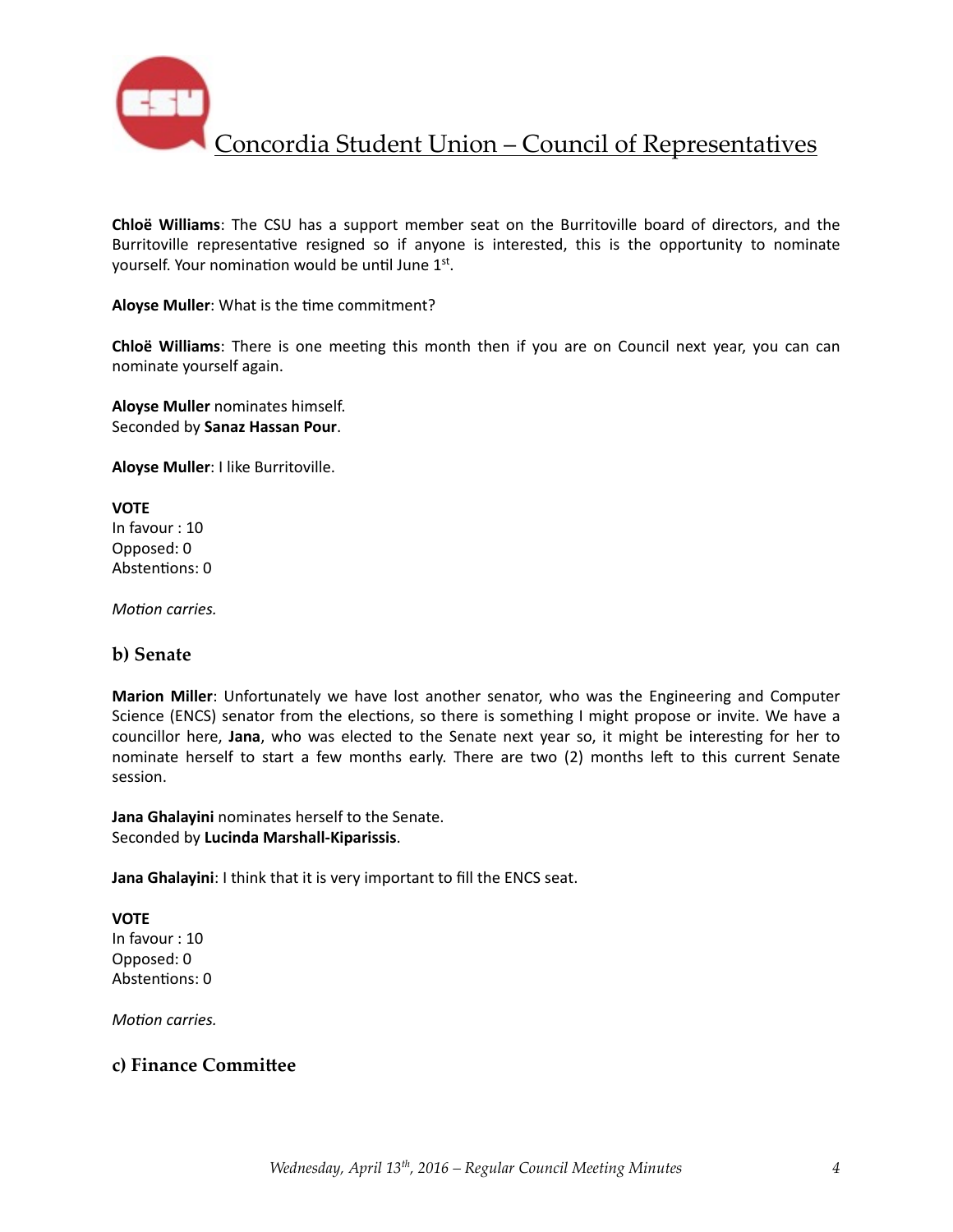**Chloë Williams**: The CSU has a support member seat on the Burritoville board of directors, and the Burritoville representative resigned so if anyone is interested, this is the opportunity to nominate yourself. Your nomination would be until June 1st.

**Aloyse Muller**: What is the time commitment?

**Chloë Williams**: There is one meeting this month then if you are on Council next year, you can can nominate yourself again.

**Aloyse Muller** nominates himself.
Seconded by **Sanaz Hassan Pour**.

**Aloyse Muller**: I like Burritoville.

**VOTE**
In favour : 10
Opposed: 0
Abstentions: 0

*Motion carries.*

## b) Senate

**Marion Miller**: Unfortunately we have lost another senator, who was the Engineering and Computer Science (ENCS) senator from the elections, so there is something I might propose or invite. We have a councillor here, **Jana**, who was elected to the Senate next year so, it might be interesting for her to nominate herself to start a few months early. There are two (2) months left to this current Senate session.

**Jana Ghalayini** nominates herself to the Senate.
Seconded by **Lucinda Marshall-Kiparissis**.

**Jana Ghalayini**: I think that it is very important to fill the ENCS seat.

**VOTE**
In favour : 10
Opposed: 0
Abstentions: 0

*Motion carries.*

## c) Finance Committee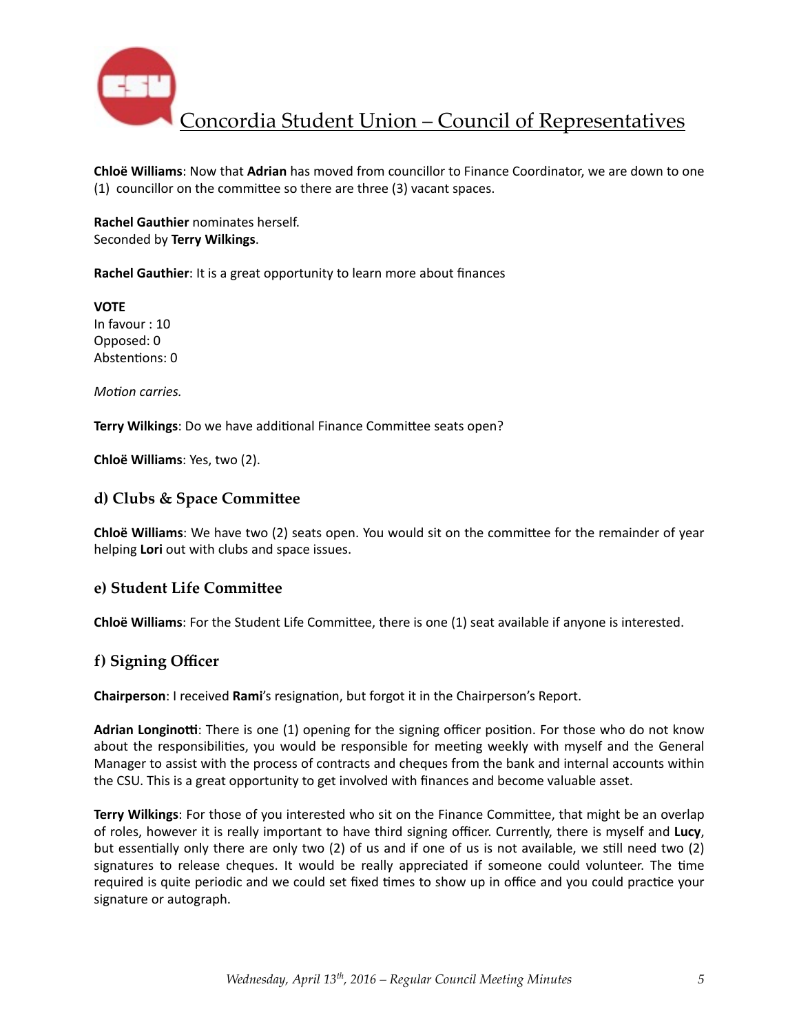**Chloë Williams**: Now that **Adrian** has moved from councillor to Finance Coordinator, we are down to one (1) councillor on the committee so there are three (3) vacant spaces.

**Rachel Gauthier** nominates herself.
Seconded by **Terry Wilkings**.

**Rachel Gauthier**: It is a great opportunity to learn more about finances

**VOTE**
In favour : 10
Opposed: 0
Abstentions: 0

*Motion carries.*

**Terry Wilkings**: Do we have additional Finance Committee seats open?

**Chloë Williams**: Yes, two (2).

### d) Clubs & Space Committee

**Chloë Williams**: We have two (2) seats open. You would sit on the committee for the remainder of year helping **Lori** out with clubs and space issues.

### e) Student Life Committee

**Chloë Williams**: For the Student Life Committee, there is one (1) seat available if anyone is interested.

### f) Signing Officer

**Chairperson**: I received **Rami**'s resignation, but forgot it in the Chairperson's Report.

**Adrian Longinotti**: There is one (1) opening for the signing officer position. For those who do not know about the responsibilities, you would be responsible for meeting weekly with myself and the General Manager to assist with the process of contracts and cheques from the bank and internal accounts within the CSU. This is a great opportunity to get involved with finances and become valuable asset.

**Terry Wilkings**: For those of you interested who sit on the Finance Committee, that might be an overlap of roles, however it is really important to have third signing officer. Currently, there is myself and **Lucy**, but essentially only there are only two (2) of us and if one of us is not available, we still need two (2) signatures to release cheques. It would be really appreciated if someone could volunteer. The time required is quite periodic and we could set fixed times to show up in office and you could practice your signature or autograph.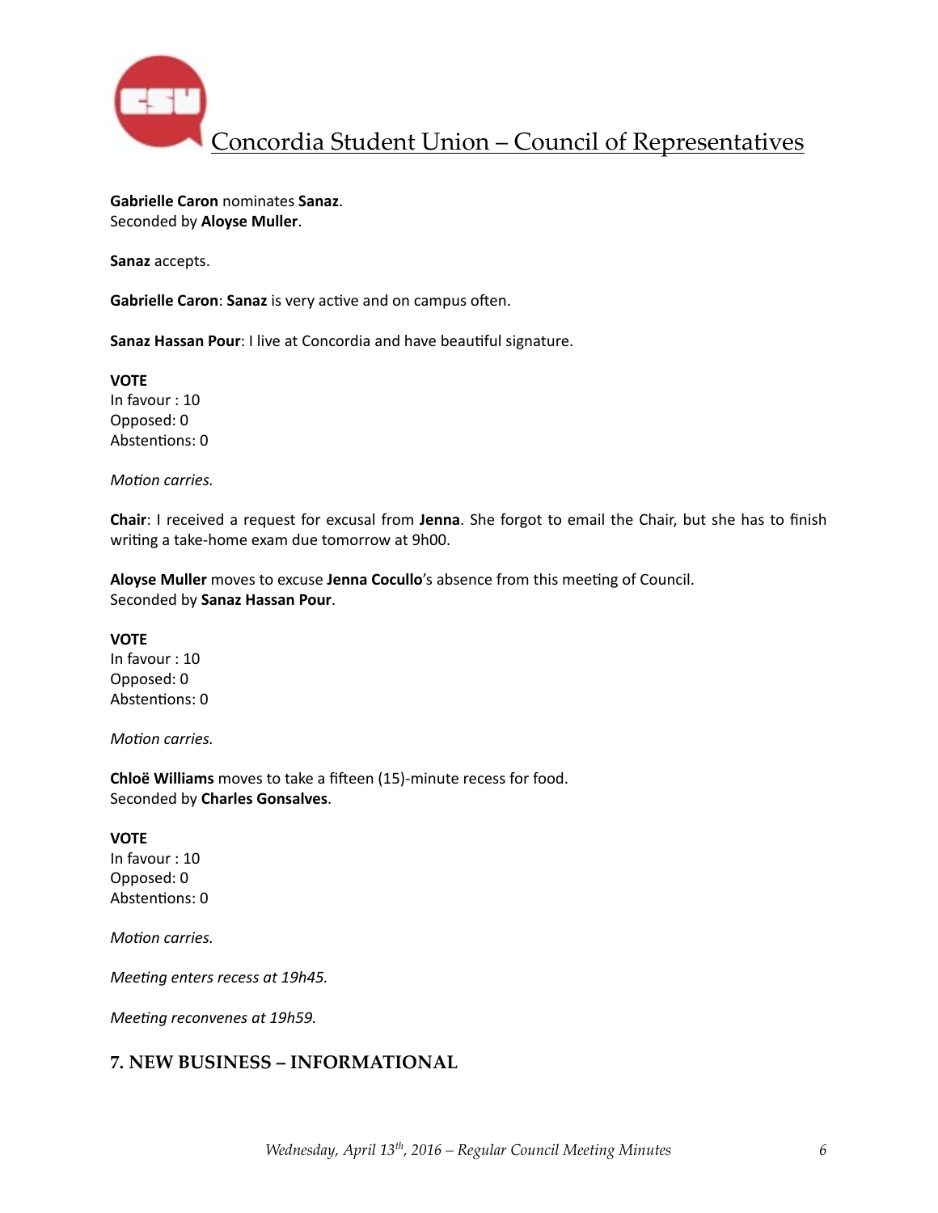**Gabrielle Caron** nominates **Sanaz**.
Seconded by **Aloyse Muller**.

**Sanaz** accepts.

**Gabrielle Caron**: **Sanaz** is very active and on campus often.

**Sanaz Hassan Pour**: I live at Concordia and have beautiful signature.

**VOTE**
In favour : 10
Opposed: 0
Abstentions: 0

*Motion carries.*

**Chair**: I received a request for excusal from **Jenna**. She forgot to email the Chair, but she has to finish writing a take-home exam due tomorrow at 9h00.

**Aloyse Muller** moves to excuse **Jenna Cocullo**'s absence from this meeting of Council.
Seconded by **Sanaz Hassan Pour**.

**VOTE**
In favour : 10
Opposed: 0
Abstentions: 0

*Motion carries.*

**Chloë Williams** moves to take a fifteen (15)-minute recess for food.
Seconded by **Charles Gonsalves**.

**VOTE**
In favour : 10
Opposed: 0
Abstentions: 0

*Motion carries.*

*Meeting enters recess at 19h45.*

*Meeting reconvenes at 19h59.*

## 7. NEW BUSINESS – INFORMATIONAL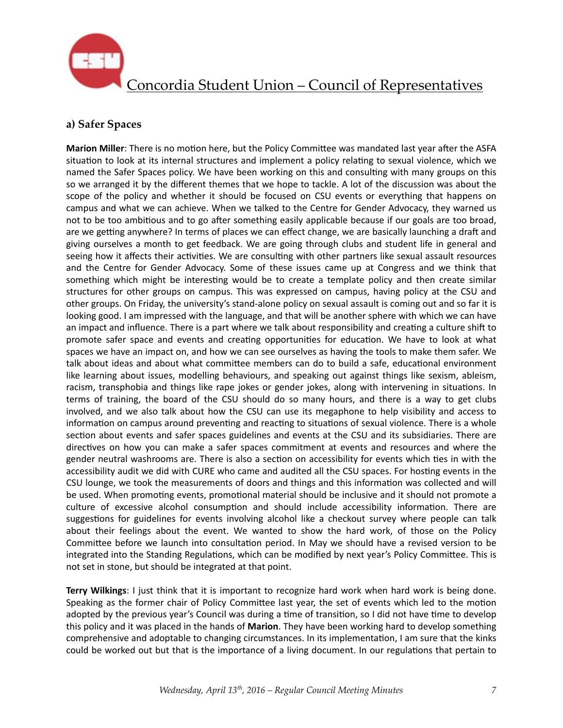### a) Safer Spaces

**Marion Miller**: There is no motion here, but the Policy Committee was mandated last year after the ASFA situation to look at its internal structures and implement a policy relating to sexual violence, which we named the Safer Spaces policy. We have been working on this and consulting with many groups on this so we arranged it by the different themes that we hope to tackle. A lot of the discussion was about the scope of the policy and whether it should be focused on CSU events or everything that happens on campus and what we can achieve. When we talked to the Centre for Gender Advocacy, they warned us not to be too ambitious and to go after something easily applicable because if our goals are too broad, are we getting anywhere? In terms of places we can effect change, we are basically launching a draft and giving ourselves a month to get feedback. We are going through clubs and student life in general and seeing how it affects their activities. We are consulting with other partners like sexual assault resources and the Centre for Gender Advocacy. Some of these issues came up at Congress and we think that something which might be interesting would be to create a template policy and then create similar structures for other groups on campus. This was expressed on campus, having policy at the CSU and other groups. On Friday, the university's stand-alone policy on sexual assault is coming out and so far it is looking good. I am impressed with the language, and that will be another sphere with which we can have an impact and influence. There is a part where we talk about responsibility and creating a culture shift to promote safer space and events and creating opportunities for education. We have to look at what spaces we have an impact on, and how we can see ourselves as having the tools to make them safer. We talk about ideas and about what committee members can do to build a safe, educational environment like learning about issues, modelling behaviours, and speaking out against things like sexism, ableism, racism, transphobia and things like rape jokes or gender jokes, along with intervening in situations. In terms of training, the board of the CSU should do so many hours, and there is a way to get clubs involved, and we also talk about how the CSU can use its megaphone to help visibility and access to information on campus around preventing and reacting to situations of sexual violence. There is a whole section about events and safer spaces guidelines and events at the CSU and its subsidiaries. There are directives on how you can make a safer spaces commitment at events and resources and where the gender neutral washrooms are. There is also a section on accessibility for events which ties in with the accessibility audit we did with CURE who came and audited all the CSU spaces. For hosting events in the CSU lounge, we took the measurements of doors and things and this information was collected and will be used. When promoting events, promotional material should be inclusive and it should not promote a culture of excessive alcohol consumption and should include accessibility information. There are suggestions for guidelines for events involving alcohol like a checkout survey where people can talk about their feelings about the event. We wanted to show the hard work, of those on the Policy Committee before we launch into consultation period. In May we should have a revised version to be integrated into the Standing Regulations, which can be modified by next year's Policy Committee. This is not set in stone, but should be integrated at that point.

**Terry Wilkings**: I just think that it is important to recognize hard work when hard work is being done. Speaking as the former chair of Policy Committee last year, the set of events which led to the motion adopted by the previous year's Council was during a time of transition, so I did not have time to develop this policy and it was placed in the hands of **Marion**. They have been working hard to develop something comprehensive and adoptable to changing circumstances. In its implementation, I am sure that the kinks could be worked out but that is the importance of a living document. In our regulations that pertain to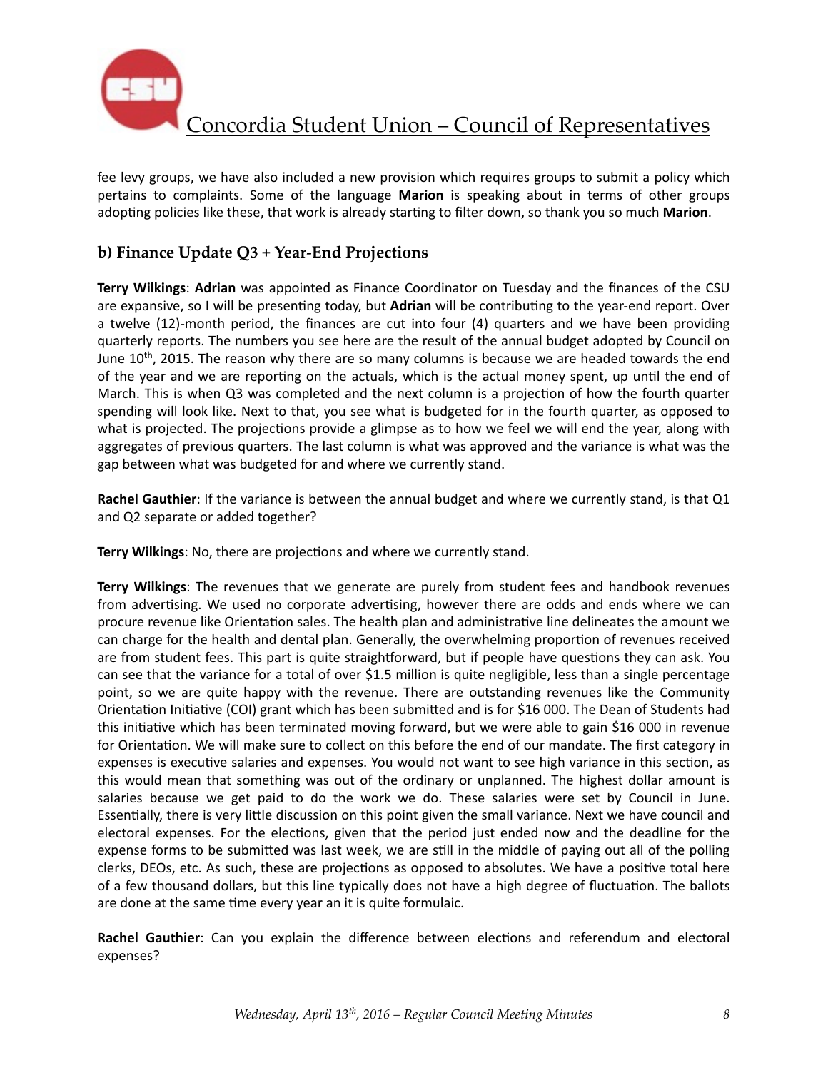fee levy groups, we have also included a new provision which requires groups to submit a policy which pertains to complaints. Some of the language **Marion** is speaking about in terms of other groups adopting policies like these, that work is already starting to filter down, so thank you so much **Marion**.

## b) Finance Update Q3 + Year-End Projections

**Terry Wilkings**: **Adrian** was appointed as Finance Coordinator on Tuesday and the finances of the CSU are expansive, so I will be presenting today, but **Adrian** will be contributing to the year-end report. Over a twelve (12)-month period, the finances are cut into four (4) quarters and we have been providing quarterly reports. The numbers you see here are the result of the annual budget adopted by Council on June 10th, 2015. The reason why there are so many columns is because we are headed towards the end of the year and we are reporting on the actuals, which is the actual money spent, up until the end of March. This is when Q3 was completed and the next column is a projection of how the fourth quarter spending will look like. Next to that, you see what is budgeted for in the fourth quarter, as opposed to what is projected. The projections provide a glimpse as to how we feel we will end the year, along with aggregates of previous quarters. The last column is what was approved and the variance is what was the gap between what was budgeted for and where we currently stand.

**Rachel Gauthier**: If the variance is between the annual budget and where we currently stand, is that Q1 and Q2 separate or added together?

**Terry Wilkings**: No, there are projections and where we currently stand.

**Terry Wilkings**: The revenues that we generate are purely from student fees and handbook revenues from advertising. We used no corporate advertising, however there are odds and ends where we can procure revenue like Orientation sales. The health plan and administrative line delineates the amount we can charge for the health and dental plan. Generally, the overwhelming proportion of revenues received are from student fees. This part is quite straightforward, but if people have questions they can ask. You can see that the variance for a total of over $1.5 million is quite negligible, less than a single percentage point, so we are quite happy with the revenue. There are outstanding revenues like the Community Orientation Initiative (COI) grant which has been submitted and is for $16 000. The Dean of Students had this initiative which has been terminated moving forward, but we were able to gain $16 000 in revenue for Orientation. We will make sure to collect on this before the end of our mandate. The first category in expenses is executive salaries and expenses. You would not want to see high variance in this section, as this would mean that something was out of the ordinary or unplanned. The highest dollar amount is salaries because we get paid to do the work we do. These salaries were set by Council in June. Essentially, there is very little discussion on this point given the small variance. Next we have council and electoral expenses. For the elections, given that the period just ended now and the deadline for the expense forms to be submitted was last week, we are still in the middle of paying out all of the polling clerks, DEOs, etc. As such, these are projections as opposed to absolutes. We have a positive total here of a few thousand dollars, but this line typically does not have a high degree of fluctuation. The ballots are done at the same time every year an it is quite formulaic.

**Rachel Gauthier**: Can you explain the difference between elections and referendum and electoral expenses?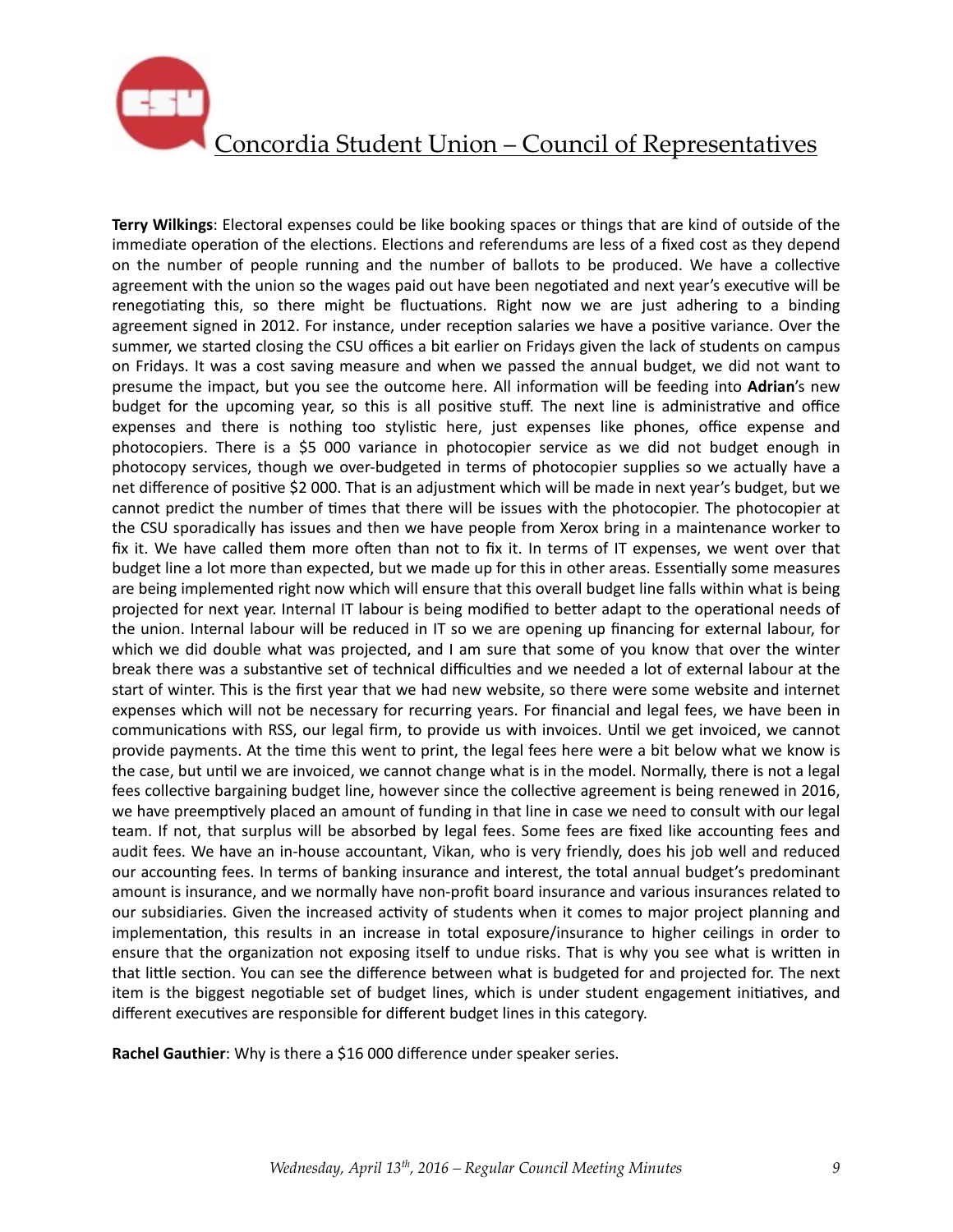**Terry Wilkings**: Electoral expenses could be like booking spaces or things that are kind of outside of the immediate operation of the elections. Elections and referendums are less of a fixed cost as they depend on the number of people running and the number of ballots to be produced. We have a collective agreement with the union so the wages paid out have been negotiated and next year's executive will be renegotiating this, so there might be fluctuations. Right now we are just adhering to a binding agreement signed in 2012. For instance, under reception salaries we have a positive variance. Over the summer, we started closing the CSU offices a bit earlier on Fridays given the lack of students on campus on Fridays. It was a cost saving measure and when we passed the annual budget, we did not want to presume the impact, but you see the outcome here. All information will be feeding into **Adrian**'s new budget for the upcoming year, so this is all positive stuff. The next line is administrative and office expenses and there is nothing too stylistic here, just expenses like phones, office expense and photocopiers. There is a $5 000 variance in photocopier service as we did not budget enough in photocopy services, though we over-budgeted in terms of photocopier supplies so we actually have a net difference of positive $2 000. That is an adjustment which will be made in next year's budget, but we cannot predict the number of times that there will be issues with the photocopier. The photocopier at the CSU sporadically has issues and then we have people from Xerox bring in a maintenance worker to fix it. We have called them more often than not to fix it. In terms of IT expenses, we went over that budget line a lot more than expected, but we made up for this in other areas. Essentially some measures are being implemented right now which will ensure that this overall budget line falls within what is being projected for next year. Internal IT labour is being modified to better adapt to the operational needs of the union. Internal labour will be reduced in IT so we are opening up financing for external labour, for which we did double what was projected, and I am sure that some of you know that over the winter break there was a substantive set of technical difficulties and we needed a lot of external labour at the start of winter. This is the first year that we had new website, so there were some website and internet expenses which will not be necessary for recurring years. For financial and legal fees, we have been in communications with RSS, our legal firm, to provide us with invoices. Until we get invoiced, we cannot provide payments. At the time this went to print, the legal fees here were a bit below what we know is the case, but until we are invoiced, we cannot change what is in the model. Normally, there is not a legal fees collective bargaining budget line, however since the collective agreement is being renewed in 2016, we have preemptively placed an amount of funding in that line in case we need to consult with our legal team. If not, that surplus will be absorbed by legal fees. Some fees are fixed like accounting fees and audit fees. We have an in-house accountant, Vikan, who is very friendly, does his job well and reduced our accounting fees. In terms of banking insurance and interest, the total annual budget's predominant amount is insurance, and we normally have non-profit board insurance and various insurances related to our subsidiaries. Given the increased activity of students when it comes to major project planning and implementation, this results in an increase in total exposure/insurance to higher ceilings in order to ensure that the organization not exposing itself to undue risks. That is why you see what is written in that little section. You can see the difference between what is budgeted for and projected for. The next item is the biggest negotiable set of budget lines, which is under student engagement initiatives, and different executives are responsible for different budget lines in this category.

**Rachel Gauthier**: Why is there a $16 000 difference under speaker series.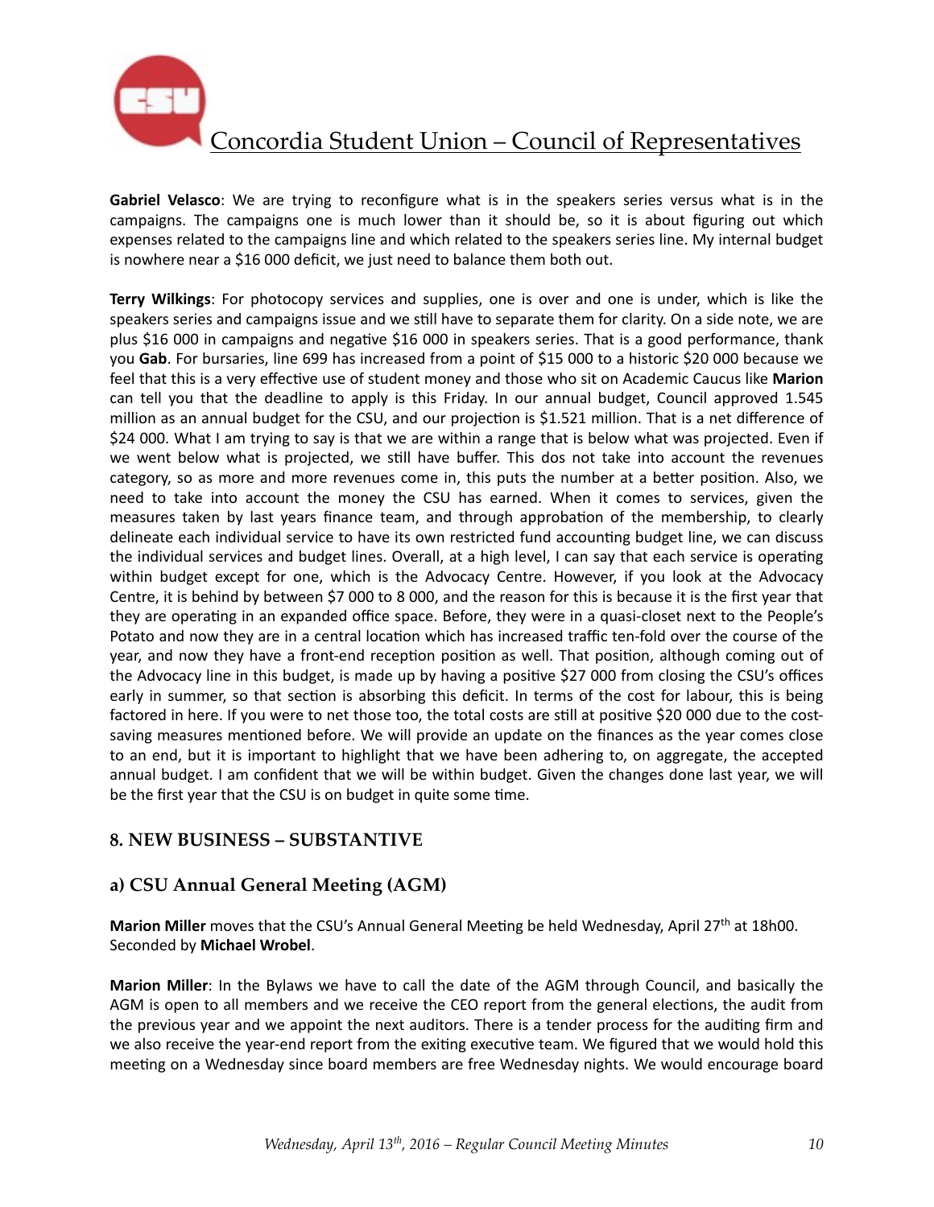**Gabriel Velasco**: We are trying to reconfigure what is in the speakers series versus what is in the campaigns. The campaigns one is much lower than it should be, so it is about figuring out which expenses related to the campaigns line and which related to the speakers series line. My internal budget is nowhere near a $16 000 deficit, we just need to balance them both out.

**Terry Wilkings**: For photocopy services and supplies, one is over and one is under, which is like the speakers series and campaigns issue and we still have to separate them for clarity. On a side note, we are plus $16 000 in campaigns and negative $16 000 in speakers series. That is a good performance, thank you **Gab**. For bursaries, line 699 has increased from a point of $15 000 to a historic $20 000 because we feel that this is a very effective use of student money and those who sit on Academic Caucus like **Marion** can tell you that the deadline to apply is this Friday. In our annual budget, Council approved 1.545 million as an annual budget for the CSU, and our projection is $1.521 million. That is a net difference of $24 000. What I am trying to say is that we are within a range that is below what was projected. Even if we went below what is projected, we still have buffer. This dos not take into account the revenues category, so as more and more revenues come in, this puts the number at a better position. Also, we need to take into account the money the CSU has earned. When it comes to services, given the measures taken by last years finance team, and through approbation of the membership, to clearly delineate each individual service to have its own restricted fund accounting budget line, we can discuss the individual services and budget lines. Overall, at a high level, I can say that each service is operating within budget except for one, which is the Advocacy Centre. However, if you look at the Advocacy Centre, it is behind by between $7 000 to 8 000, and the reason for this is because it is the first year that they are operating in an expanded office space. Before, they were in a quasi-closet next to the People's Potato and now they are in a central location which has increased traffic ten-fold over the course of the year, and now they have a front-end reception position as well. That position, although coming out of the Advocacy line in this budget, is made up by having a positive $27 000 from closing the CSU's offices early in summer, so that section is absorbing this deficit. In terms of the cost for labour, this is being factored in here. If you were to net those too, the total costs are still at positive $20 000 due to the cost-saving measures mentioned before. We will provide an update on the finances as the year comes close to an end, but it is important to highlight that we have been adhering to, on aggregate, the accepted annual budget. I am confident that we will be within budget. Given the changes done last year, we will be the first year that the CSU is on budget in quite some time.

## 8. NEW BUSINESS – SUBSTANTIVE

### a) CSU Annual General Meeting (AGM)

**Marion Miller** moves that the CSU's Annual General Meeting be held Wednesday, April 27th at 18h00. Seconded by **Michael Wrobel**.

**Marion Miller**: In the Bylaws we have to call the date of the AGM through Council, and basically the AGM is open to all members and we receive the CEO report from the general elections, the audit from the previous year and we appoint the next auditors. There is a tender process for the auditing firm and we also receive the year-end report from the exiting executive team. We figured that we would hold this meeting on a Wednesday since board members are free Wednesday nights. We would encourage board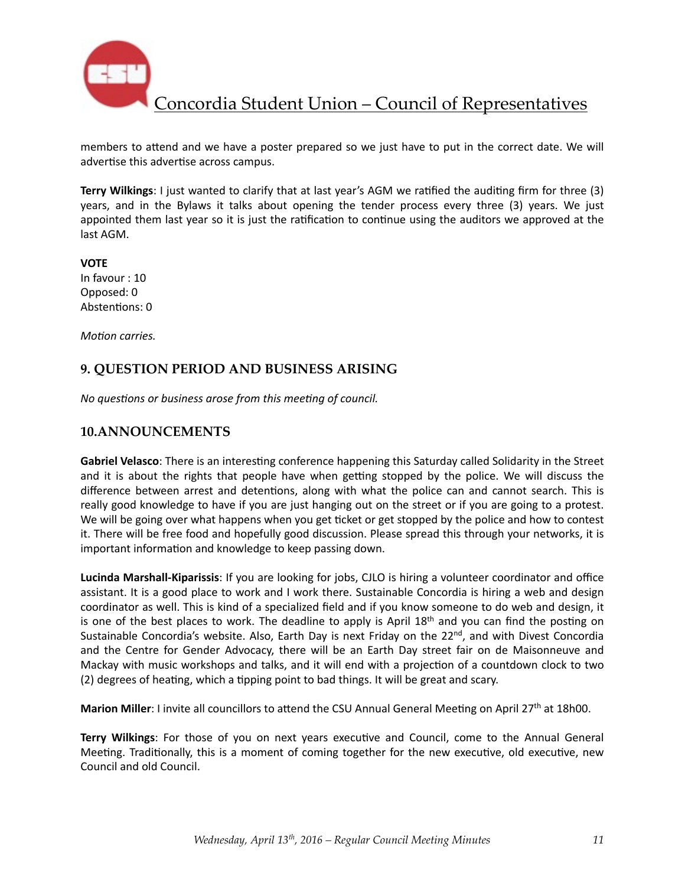members to attend and we have a poster prepared so we just have to put in the correct date. We will advertise this advertise across campus.

**Terry Wilkings**: I just wanted to clarify that at last year's AGM we ratified the auditing firm for three (3) years, and in the Bylaws it talks about opening the tender process every three (3) years. We just appointed them last year so it is just the ratification to continue using the auditors we approved at the last AGM.

**VOTE**
In favour : 10
Opposed: 0
Abstentions: 0

*Motion carries.*

## 9. QUESTION PERIOD AND BUSINESS ARISING

*No questions or business arose from this meeting of council.*

## 10.ANNOUNCEMENTS

**Gabriel Velasco**: There is an interesting conference happening this Saturday called Solidarity in the Street and it is about the rights that people have when getting stopped by the police. We will discuss the difference between arrest and detentions, along with what the police can and cannot search. This is really good knowledge to have if you are just hanging out on the street or if you are going to a protest. We will be going over what happens when you get ticket or get stopped by the police and how to contest it. There will be free food and hopefully good discussion. Please spread this through your networks, it is important information and knowledge to keep passing down.

**Lucinda Marshall-Kiparissis**: If you are looking for jobs, CJLO is hiring a volunteer coordinator and office assistant. It is a good place to work and I work there. Sustainable Concordia is hiring a web and design coordinator as well. This is kind of a specialized field and if you know someone to do web and design, it is one of the best places to work. The deadline to apply is April 18th and you can find the posting on Sustainable Concordia's website. Also, Earth Day is next Friday on the 22nd, and with Divest Concordia and the Centre for Gender Advocacy, there will be an Earth Day street fair on de Maisonneuve and Mackay with music workshops and talks, and it will end with a projection of a countdown clock to two (2) degrees of heating, which a tipping point to bad things. It will be great and scary.

**Marion Miller**: I invite all councillors to attend the CSU Annual General Meeting on April 27th at 18h00.

**Terry Wilkings**: For those of you on next years executive and Council, come to the Annual General Meeting. Traditionally, this is a moment of coming together for the new executive, old executive, new Council and old Council.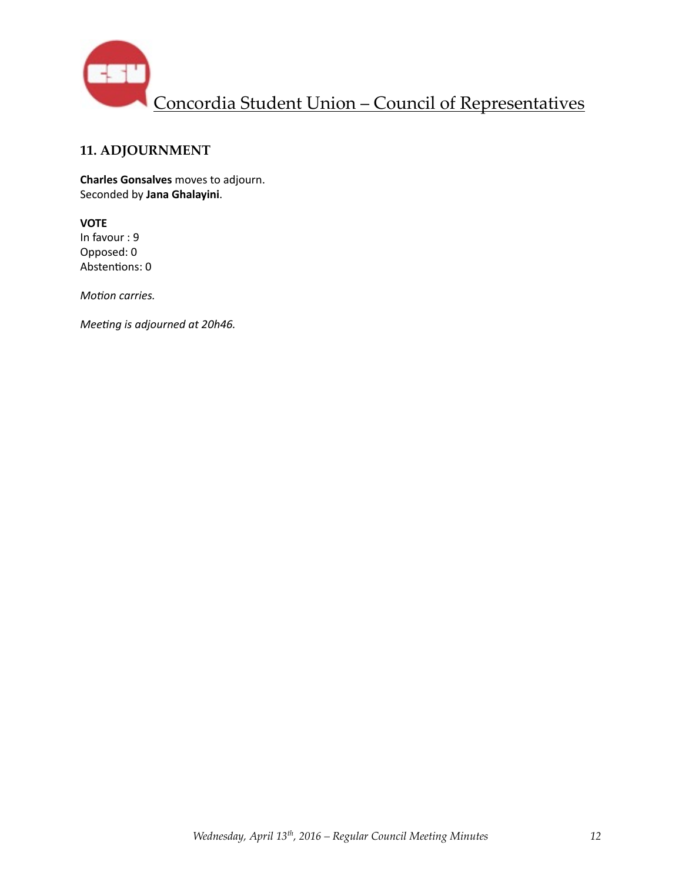## 11. ADJOURNMENT

**Charles Gonsalves** moves to adjourn.
Seconded by **Jana Ghalayini**.

**VOTE**
In favour : 9
Opposed: 0
Abstentions: 0

*Motion carries.*

*Meeting is adjourned at 20h46.*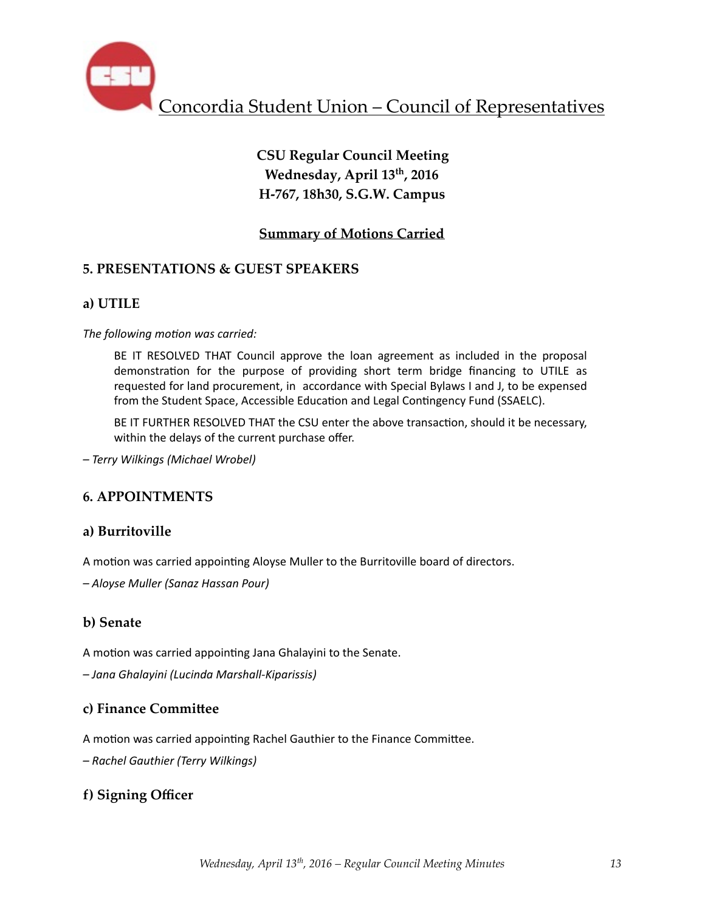Concordia Student Union – Council of Representatives

**CSU Regular Council Meeting**
**Wednesday, April 13th, 2016**
**H-767, 18h30, S.G.W. Campus**

**Summary of Motions Carried**

## 5. PRESENTATIONS & GUEST SPEAKERS

### a) UTILE

*The following motion was carried:*

> BE IT RESOLVED THAT Council approve the loan agreement as included in the proposal demonstration for the purpose of providing short term bridge financing to UTILE as requested for land procurement, in accordance with Special Bylaws I and J, to be expensed from the Student Space, Accessible Education and Legal Contingency Fund (SSAELC).
>
> BE IT FURTHER RESOLVED THAT the CSU enter the above transaction, should it be necessary, within the delays of the current purchase offer.

*– Terry Wilkings (Michael Wrobel)*

## 6. APPOINTMENTS

### a) Burritoville

A motion was carried appointing Aloyse Muller to the Burritoville board of directors.

*– Aloyse Muller (Sanaz Hassan Pour)*

### b) Senate

A motion was carried appointing Jana Ghalayini to the Senate.

*– Jana Ghalayini (Lucinda Marshall-Kiparissis)*

### c) Finance Committee

A motion was carried appointing Rachel Gauthier to the Finance Committee.

*– Rachel Gauthier (Terry Wilkings)*

### f) Signing Officer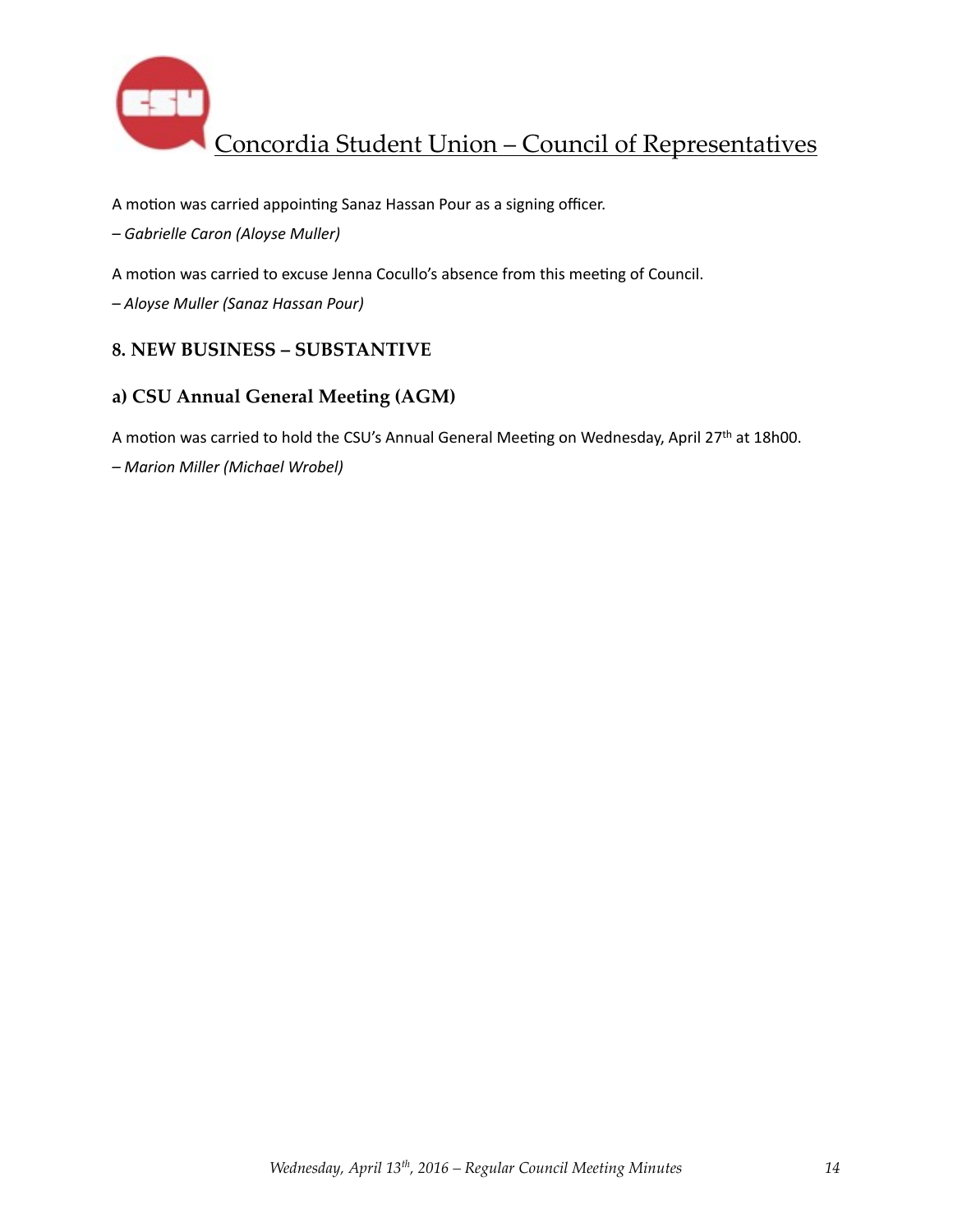A motion was carried appointing Sanaz Hassan Pour as a signing officer.

*– Gabrielle Caron (Aloyse Muller)*

A motion was carried to excuse Jenna Cocullo's absence from this meeting of Council.

*– Aloyse Muller (Sanaz Hassan Pour)*

## 8. NEW BUSINESS – SUBSTANTIVE

### a) CSU Annual General Meeting (AGM)

A motion was carried to hold the CSU's Annual General Meeting on Wednesday, April 27th at 18h00.

*– Marion Miller (Michael Wrobel)*